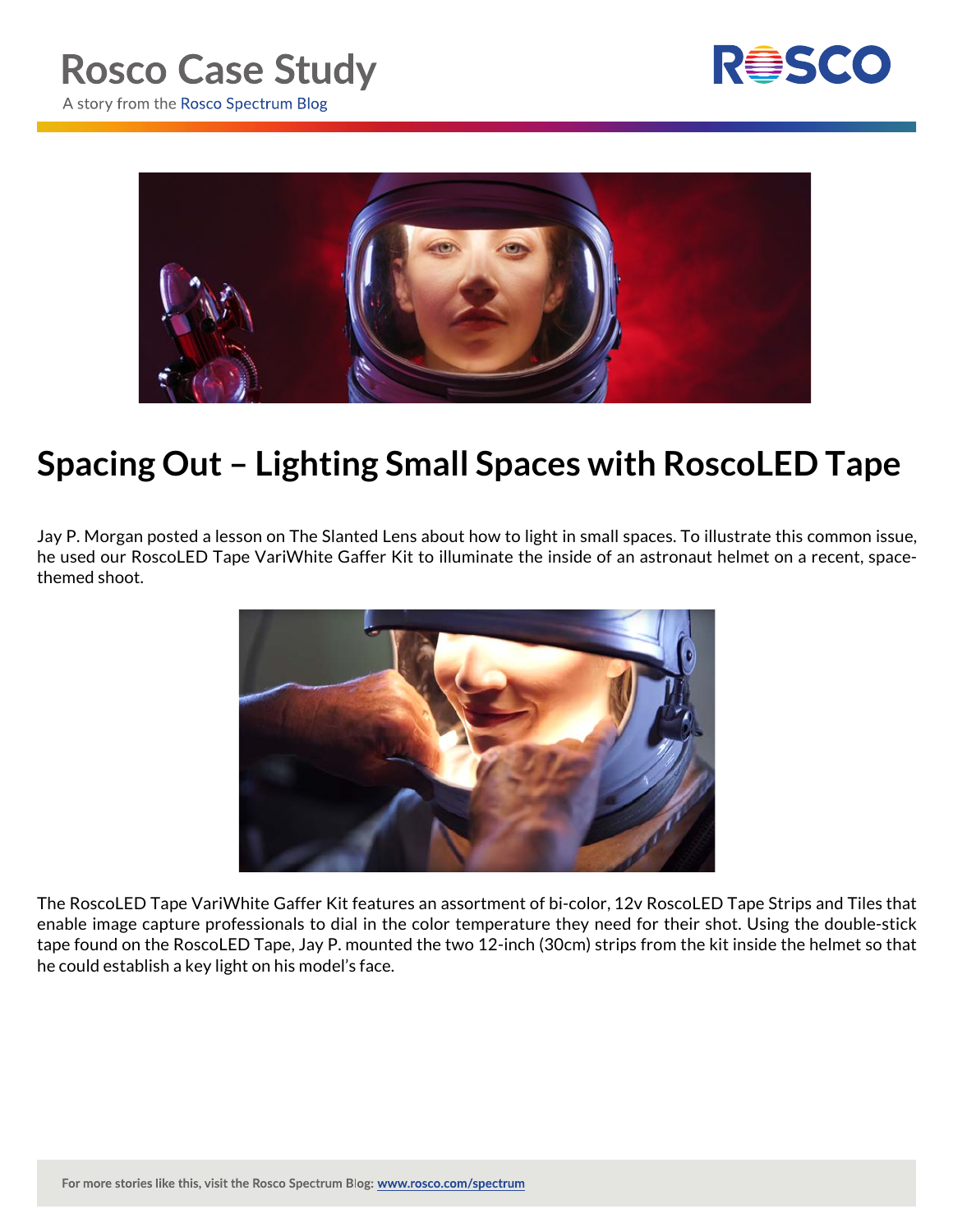# Rosco Case Study

A story from the Rosco Spectrum Blog

## Spacing Out – Lighting Small Spaces with RoscoLED Tape

Jay P. Morgan posted a lesson on The Slanted Lens about how to light in small spaces. To illustrate this common issue, he used our RoscoLED Tape VariWhite Gaffer Kit to illuminate the inside of an astronaut helmet on a recent, space-themed shoot.

The RoscoLED Tape VariWhite Gaffer Kit features an assortment of bi-color, 12v RoscoLED Tape Strips and Tiles that enable image capture professionals to dial in the color temperature they need for their shot. Using the double-stick tape found on the RoscoLED Tape, Jay P. mounted the two 12-inch (30cm) strips from the kit inside the helmet so that he could establish a key light on his model's face.

For more stories like this, visit the Rosco Spectrum Blog: www.rosco.com/spectrum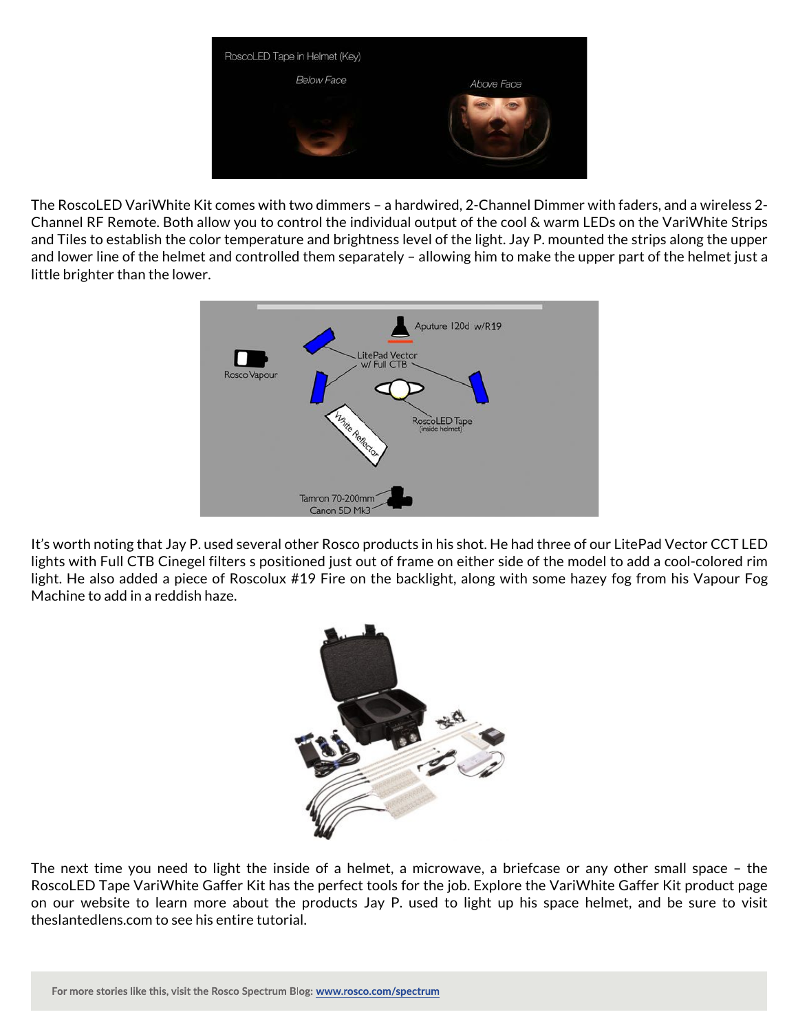The RoscoLED VariWhite Kit comes with two dimmers – a hardwired, 2-Channel Dimmer with faders, and a wireless 2-Channel RF Remote. Both allow you to control the individual output of the cool & warm LEDs on the VariWhite Strips and Tiles to establish the color temperature and brightness level of the light. Jay P. mounted the strips along the upper and lower line of the helmet and controlled them separately – allowing him to make the upper part of the helmet just a little brighter than the lower.

It's worth noting that Jay P. used several other Rosco products in his shot. He had three of our LitePad Vector CCT LED lights with Full CTB Cinegel filters s positioned just out of frame on either side of the model to add a cool-colored rim light. He also added a piece of Roscolux #19 Fire on the backlight, along with some hazey fog from his Vapour Fog Machine to add in a reddish haze.

The next time you need to light the inside of a helmet, a microwave, a briefcase or any other small space – the RoscoLED Tape VariWhite Gaffer Kit has the perfect tools for the job. Explore the VariWhite Gaffer Kit product page on our website to learn more about the products Jay P. used to light up his space helmet, and be sure to visit theslantedlens.com to see his entire tutorial.

**For more stories like this, visit the Rosco Spectrum Blog: www.rosco.com/spectrum**